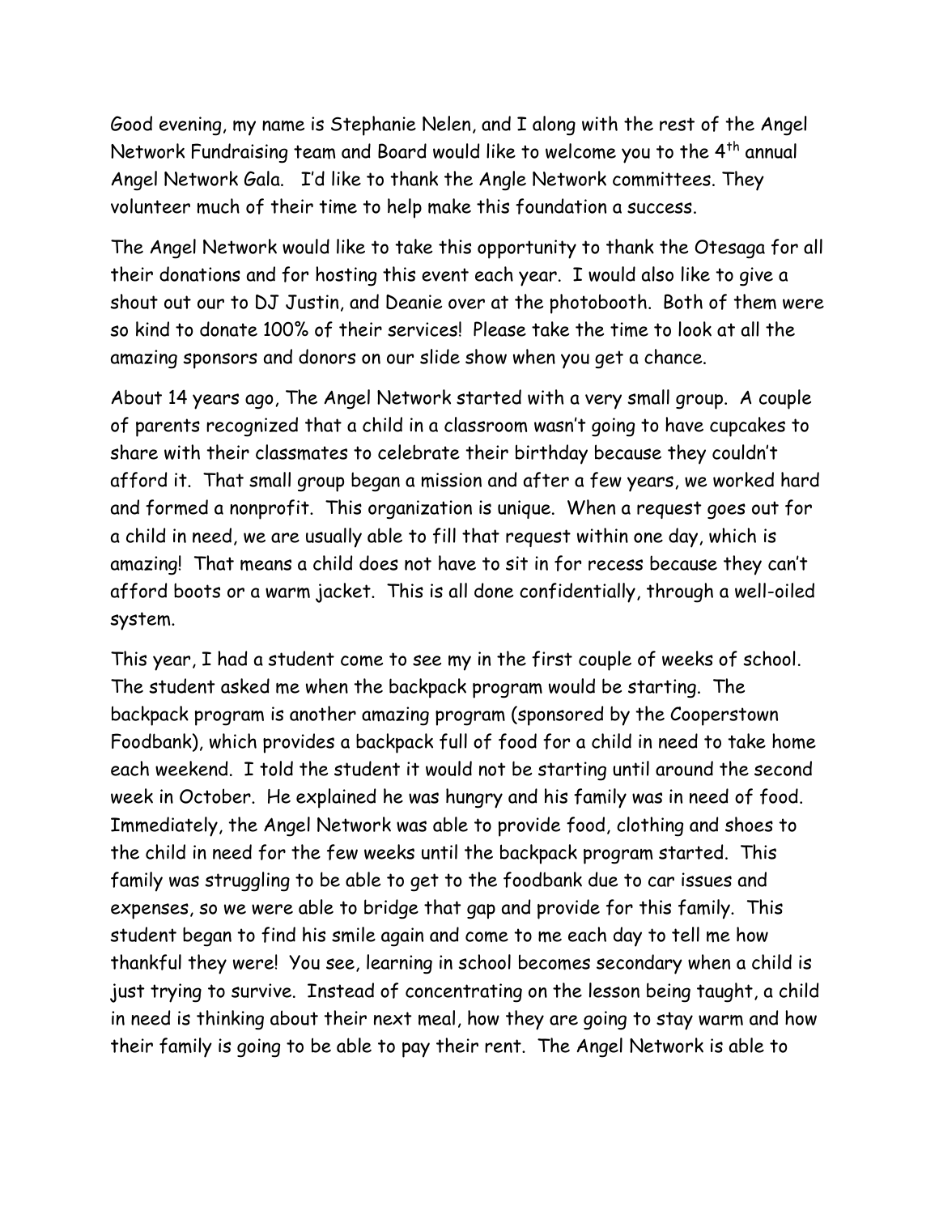Good evening, my name is Stephanie Nelen, and I along with the rest of the Angel Network Fundraising team and Board would like to welcome you to the 4th annual Angel Network Gala. I'd like to thank the Angle Network committees. They volunteer much of their time to help make this foundation a success.

The Angel Network would like to take this opportunity to thank the Otesaga for all their donations and for hosting this event each year. I would also like to give a shout out our to DJ Justin, and Deanie over at the photobooth. Both of them were so kind to donate 100% of their services! Please take the time to look at all the amazing sponsors and donors on our slide show when you get a chance.

About 14 years ago, The Angel Network started with a very small group. A couple of parents recognized that a child in a classroom wasn't going to have cupcakes to share with their classmates to celebrate their birthday because they couldn't afford it. That small group began a mission and after a few years, we worked hard and formed a nonprofit. This organization is unique. When a request goes out for a child in need, we are usually able to fill that request within one day, which is amazing! That means a child does not have to sit in for recess because they can't afford boots or a warm jacket. This is all done confidentially, through a well-oiled system.

This year, I had a student come to see my in the first couple of weeks of school. The student asked me when the backpack program would be starting. The backpack program is another amazing program (sponsored by the Cooperstown Foodbank), which provides a backpack full of food for a child in need to take home each weekend. I told the student it would not be starting until around the second week in October. He explained he was hungry and his family was in need of food. Immediately, the Angel Network was able to provide food, clothing and shoes to the child in need for the few weeks until the backpack program started. This family was struggling to be able to get to the foodbank due to car issues and expenses, so we were able to bridge that gap and provide for this family. This student began to find his smile again and come to me each day to tell me how thankful they were! You see, learning in school becomes secondary when a child is just trying to survive. Instead of concentrating on the lesson being taught, a child in need is thinking about their next meal, how they are going to stay warm and how their family is going to be able to pay their rent. The Angel Network is able to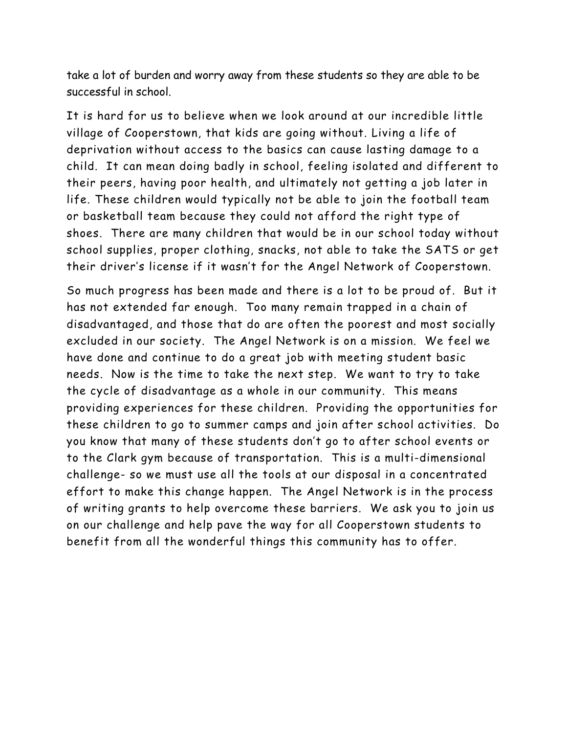take a lot of burden and worry away from these students so they are able to be successful in school.

It is hard for us to believe when we look around at our incredible little village of Cooperstown, that kids are going without. Living a life of deprivation without access to the basics can cause lasting damage to a child. It can mean doing badly in school, feeling isolated and different to their peers, having poor health, and ultimately not getting a job later in life. These children would typically not be able to join the football team or basketball team because they could not afford the right type of shoes. There are many children that would be in our school today without school supplies, proper clothing, snacks, not able to take the SATS or get their driver's license if it wasn't for the Angel Network of Cooperstown.

So much progress has been made and there is a lot to be proud of. But it has not extended far enough. Too many remain trapped in a chain of disadvantaged, and those that do are often the poorest and most socially excluded in our society. The Angel Network is on a mission. We feel we have done and continue to do a great job with meeting student basic needs. Now is the time to take the next step. We want to try to take the cycle of disadvantage as a whole in our community. This means providing experiences for these children. Providing the opportunities for these children to go to summer camps and join after school activities. Do you know that many of these students don't go to after school events or to the Clark gym because of transportation. This is a multi-dimensional challenge- so we must use all the tools at our disposal in a concentrated effort to make this change happen. The Angel Network is in the process of writing grants to help overcome these barriers. We ask you to join us on our challenge and help pave the way for all Cooperstown students to benefit from all the wonderful things this community has to offer.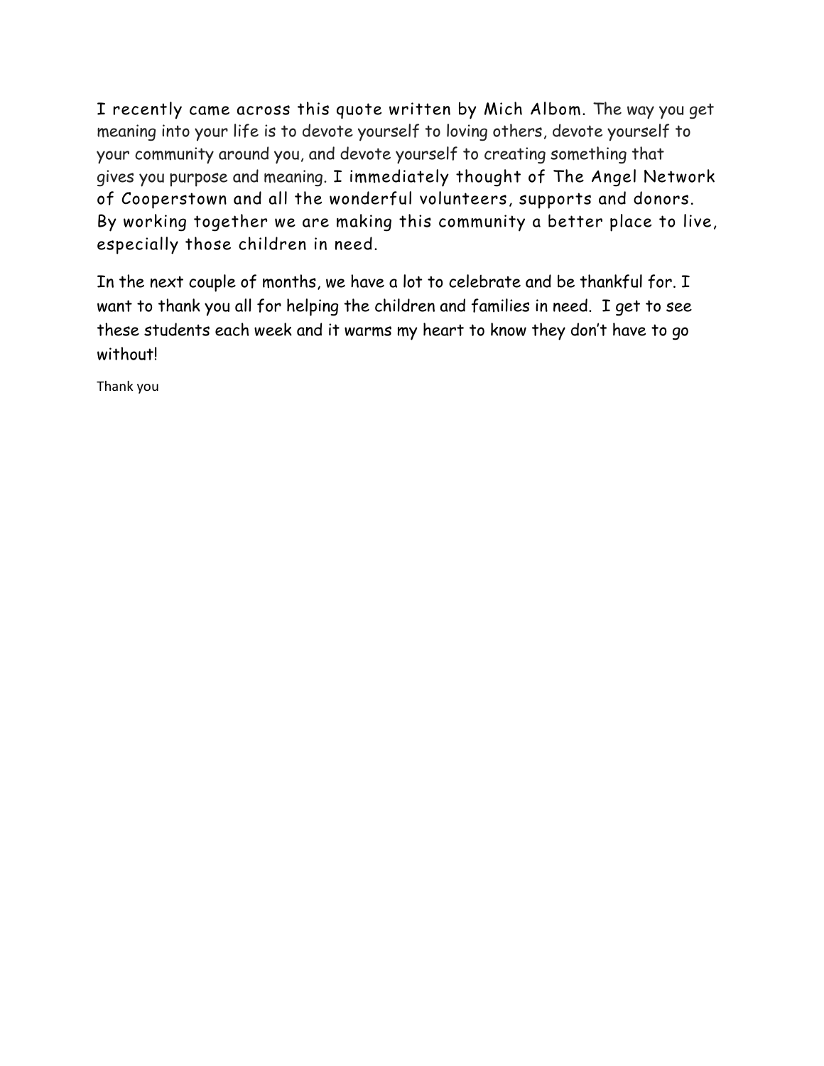I recently came across this quote written by Mich Albom. The way you get meaning into your life is to devote yourself to loving others, devote yourself to your community around you, and devote yourself to creating something that gives you purpose and meaning. I immediately thought of The Angel Network of Cooperstown and all the wonderful volunteers, supports and donors. By working together we are making this community a better place to live, especially those children in need.

In the next couple of months, we have a lot to celebrate and be thankful for. I want to thank you all for helping the children and families in need. I get to see these students each week and it warms my heart to know they don't have to go without!

Thank you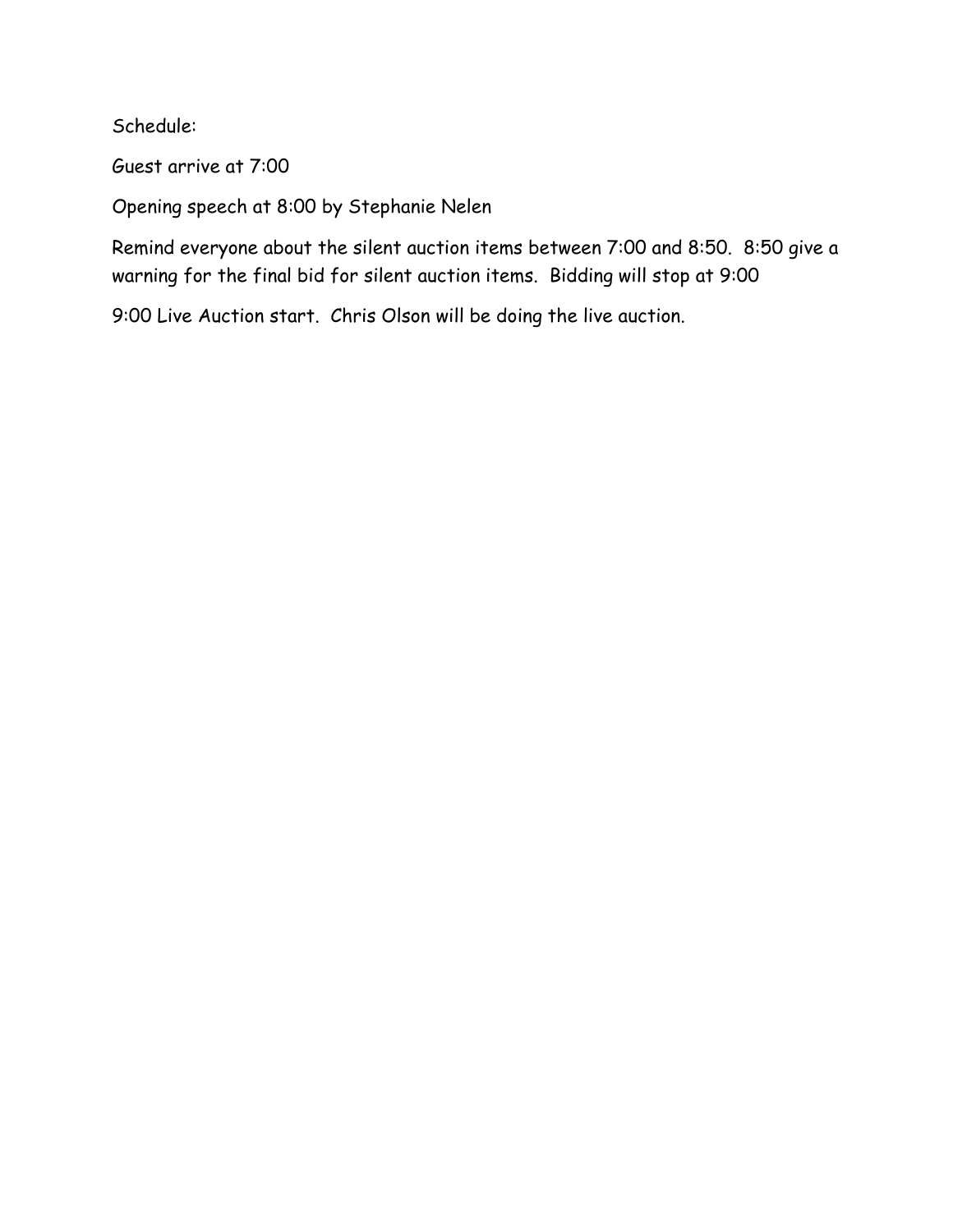Schedule:

Guest arrive at 7:00

Opening speech at 8:00 by Stephanie Nelen

Remind everyone about the silent auction items between 7:00 and 8:50. 8:50 give a warning for the final bid for silent auction items. Bidding will stop at 9:00

9:00 Live Auction start. Chris Olson will be doing the live auction.